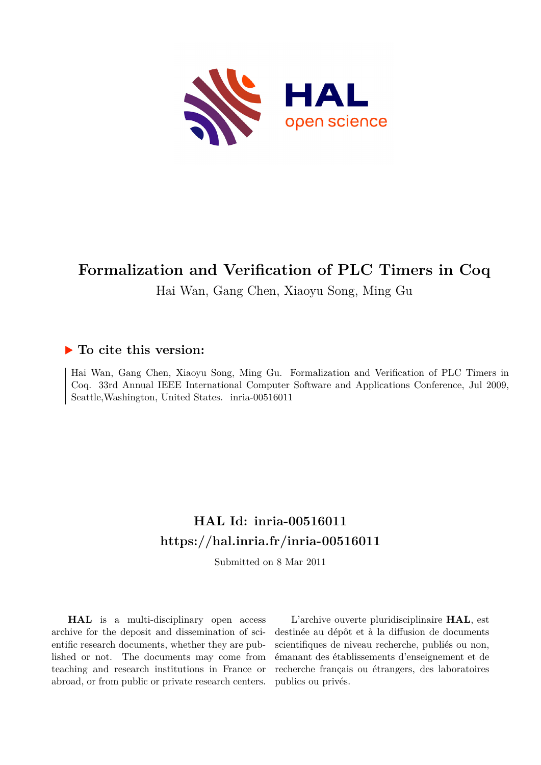# Formalization and Verification of PLC Timers in Coq

Hai Wan, Gang Chen, Xiaoyu Song, Ming Gu

## ▶ To cite this version:

Hai Wan, Gang Chen, Xiaoyu Song, Ming Gu. Formalization and Verification of PLC Timers in Coq. 33rd Annual IEEE International Computer Software and Applications Conference, Jul 2009, Seattle,Washington, United States. inria-00516011

## HAL Id: inria-00516011
## https://hal.inria.fr/inria-00516011

Submitted on 8 Mar 2011

**HAL** is a multi-disciplinary open access archive for the deposit and dissemination of scientific research documents, whether they are published or not. The documents may come from teaching and research institutions in France or abroad, or from public or private research centers.

L'archive ouverte pluridisciplinaire **HAL**, est destinée au dépôt et à la diffusion de documents scientifiques de niveau recherche, publiés ou non, émanant des établissements d'enseignement et de recherche français ou étrangers, des laboratoires publics ou privés.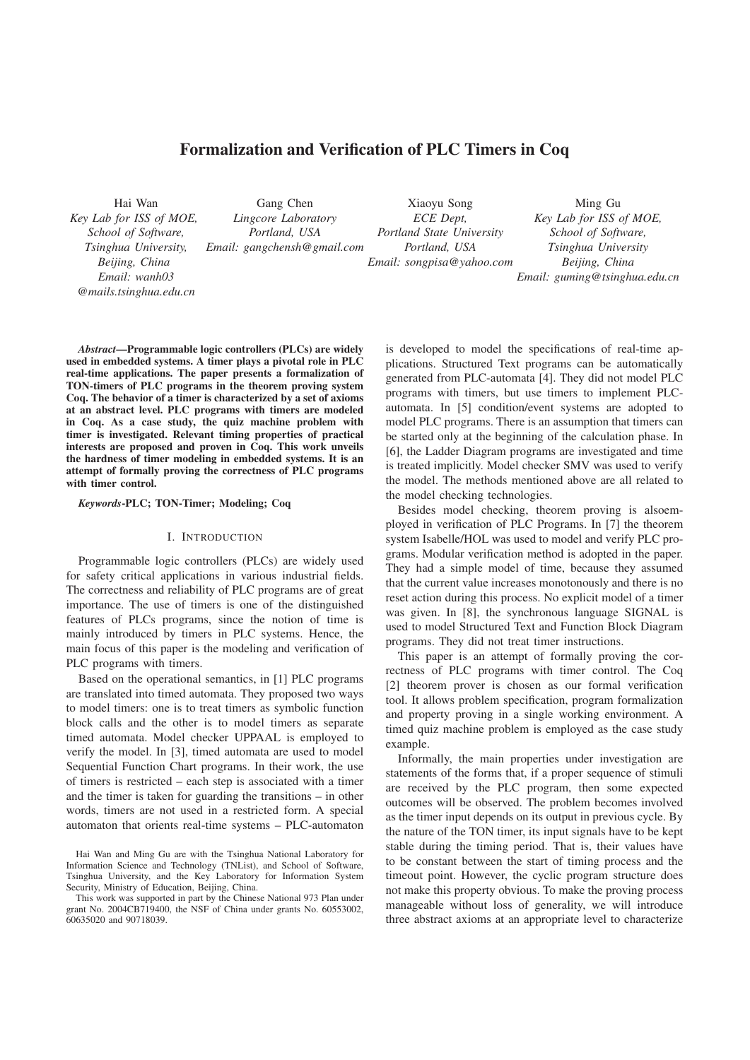# Formalization and Verification of PLC Timers in Coq

Hai Wan
*Key Lab for ISS of MOE, School of Software, Tsinghua University, Beijing, China*
*Email: wanh03 @mails.tsinghua.edu.cn*

Gang Chen
*Lingcore Laboratory Portland, USA*
*Email: gangchensh@gmail.com*

Xiaoyu Song
*ECE Dept, Portland State University Portland, USA*
*Email: songpisa@yahoo.com*

Ming Gu
*Key Lab for ISS of MOE, School of Software, Tsinghua University Beijing, China*
*Email: guming@tsinghua.edu.cn*

***Abstract*—Programmable logic controllers (PLCs) are widely used in embedded systems. A timer plays a pivotal role in PLC real-time applications. The paper presents a formalization of TON-timers of PLC programs in the theorem proving system Coq. The behavior of a timer is characterized by a set of axioms at an abstract level. PLC programs with timers are modeled in Coq. As a case study, the quiz machine problem with timer is investigated. Relevant timing properties of practical interests are proposed and proven in Coq. This work unveils the hardness of timer modeling in embedded systems. It is an attempt of formally proving the correctness of PLC programs with timer control.**

***Keywords*-PLC; TON-Timer; Modeling; Coq**

## I. Introduction

Programmable logic controllers (PLCs) are widely used for safety critical applications in various industrial fields. The correctness and reliability of PLC programs are of great importance. The use of timers is one of the distinguished features of PLCs programs, since the notion of time is mainly introduced by timers in PLC systems. Hence, the main focus of this paper is the modeling and verification of PLC programs with timers.

Based on the operational semantics, in [1] PLC programs are translated into timed automata. They proposed two ways to model timers: one is to treat timers as symbolic function block calls and the other is to model timers as separate timed automata. Model checker UPPAAL is employed to verify the model. In [3], timed automata are used to model Sequential Function Chart programs. In their work, the use of timers is restricted – each step is associated with a timer and the timer is taken for guarding the transitions – in other words, timers are not used in a restricted form. A special automaton that orients real-time systems – PLC-automaton is developed to model the specifications of real-time applications. Structured Text programs can be automatically generated from PLC-automata [4]. They did not model PLC programs with timers, but use timers to implement PLC-automata. In [5] condition/event systems are adopted to model PLC programs. There is an assumption that timers can be started only at the beginning of the calculation phase. In [6], the Ladder Diagram programs are investigated and time is treated implicitly. Model checker SMV was used to verify the model. The methods mentioned above are all related to the model checking technologies.

Besides model checking, theorem proving is alsoemployed in verification of PLC Programs. In [7] the theorem system Isabelle/HOL was used to model and verify PLC programs. Modular verification method is adopted in the paper. They had a simple model of time, because they assumed that the current value increases monotonously and there is no reset action during this process. No explicit model of a timer was given. In [8], the synchronous language SIGNAL is used to model Structured Text and Function Block Diagram programs. They did not treat timer instructions.

This paper is an attempt of formally proving the correctness of PLC programs with timer control. The Coq [2] theorem prover is chosen as our formal verification tool. It allows problem specification, program formalization and property proving in a single working environment. A timed quiz machine problem is employed as the case study example.

Informally, the main properties under investigation are statements of the forms that, if a proper sequence of stimuli are received by the PLC program, then some expected outcomes will be observed. The problem becomes involved as the timer input depends on its output in previous cycle. By the nature of the TON timer, its input signals have to be kept stable during the timing period. That is, their values have to be constant between the start of timing process and the timeout point. However, the cyclic program structure does not make this property obvious. To make the proving process manageable without loss of generality, we will introduce three abstract axioms at an appropriate level to characterize

Hai Wan and Ming Gu are with the Tsinghua National Laboratory for Information Science and Technology (TNList), and School of Software, Tsinghua University, and the Key Laboratory for Information System Security, Ministry of Education, Beijing, China.

This work was supported in part by the Chinese National 973 Plan under grant No. 2004CB719400, the NSF of China under grants No. 60553002, 60635020 and 90718039.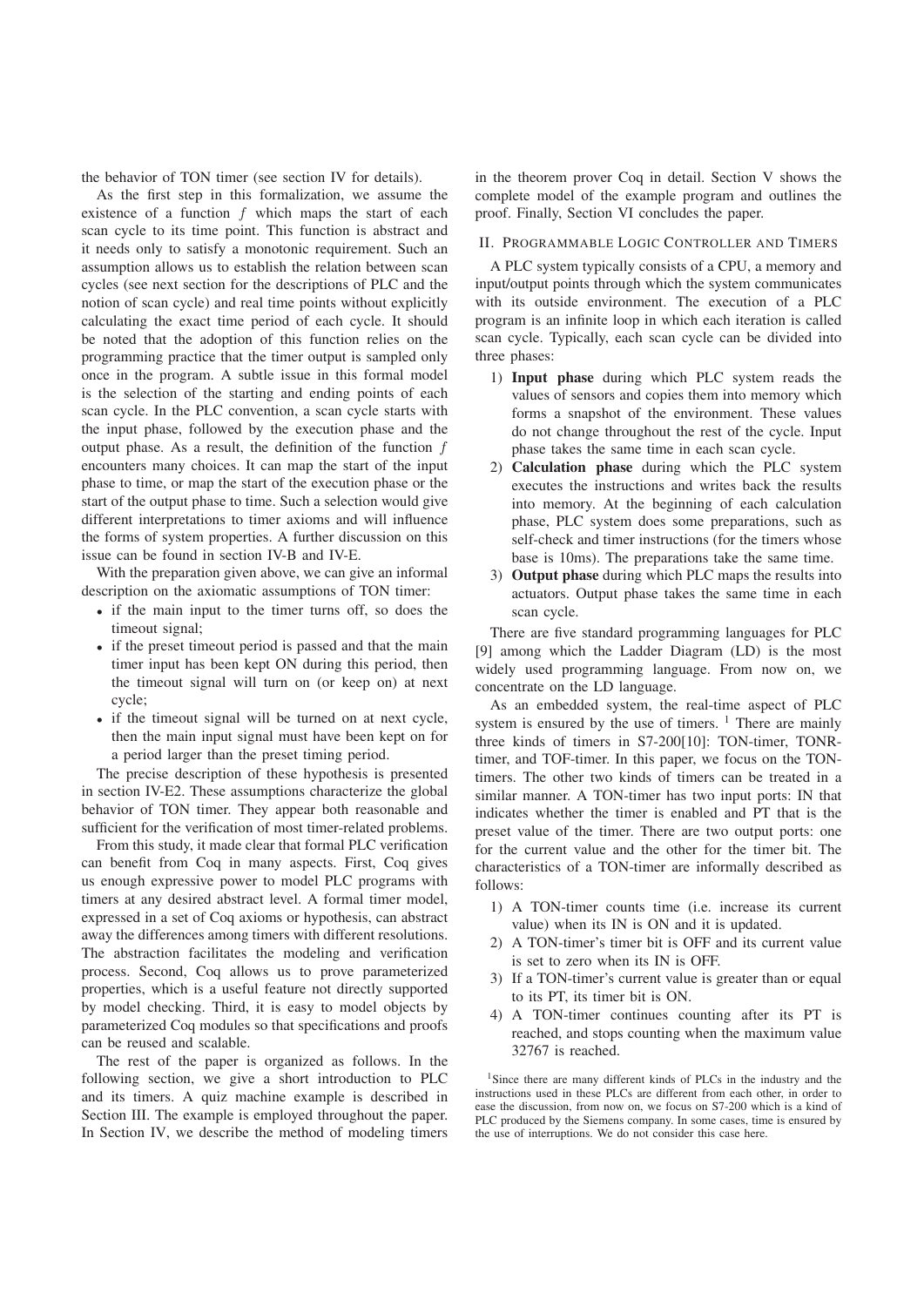the behavior of TON timer (see section IV for details).

As the first step in this formalization, we assume the existence of a function $f$ which maps the start of each scan cycle to its time point. This function is abstract and it needs only to satisfy a monotonic requirement. Such an assumption allows us to establish the relation between scan cycles (see next section for the descriptions of PLC and the notion of scan cycle) and real time points without explicitly calculating the exact time period of each cycle. It should be noted that the adoption of this function relies on the programming practice that the timer output is sampled only once in the program. A subtle issue in this formal model is the selection of the starting and ending points of each scan cycle. In the PLC convention, a scan cycle starts with the input phase, followed by the execution phase and the output phase. As a result, the definition of the function $f$ encounters many choices. It can map the start of the input phase to time, or map the start of the execution phase or the start of the output phase to time. Such a selection would give different interpretations to timer axioms and will influence the forms of system properties. A further discussion on this issue can be found in section IV-B and IV-E.

With the preparation given above, we can give an informal description on the axiomatic assumptions of TON timer:

- if the main input to the timer turns off, so does the timeout signal;
- if the preset timeout period is passed and that the main timer input has been kept ON during this period, then the timeout signal will turn on (or keep on) at next cycle;
- if the timeout signal will be turned on at next cycle, then the main input signal must have been kept on for a period larger than the preset timing period.

The precise description of these hypothesis is presented in section IV-E2. These assumptions characterize the global behavior of TON timer. They appear both reasonable and sufficient for the verification of most timer-related problems.

From this study, it made clear that formal PLC verification can benefit from Coq in many aspects. First, Coq gives us enough expressive power to model PLC programs with timers at any desired abstract level. A formal timer model, expressed in a set of Coq axioms or hypothesis, can abstract away the differences among timers with different resolutions. The abstraction facilitates the modeling and verification process. Second, Coq allows us to prove parameterized properties, which is a useful feature not directly supported by model checking. Third, it is easy to model objects by parameterized Coq modules so that specifications and proofs can be reused and scalable.

The rest of the paper is organized as follows. In the following section, we give a short introduction to PLC and its timers. A quiz machine example is described in Section III. The example is employed throughout the paper. In Section IV, we describe the method of modeling timers in the theorem prover Coq in detail. Section V shows the complete model of the example program and outlines the proof. Finally, Section VI concludes the paper.

## II. Programmable Logic Controller and Timers

A PLC system typically consists of a CPU, a memory and input/output points through which the system communicates with its outside environment. The execution of a PLC program is an infinite loop in which each iteration is called scan cycle. Typically, each scan cycle can be divided into three phases:

1) **Input phase** during which PLC system reads the values of sensors and copies them into memory which forms a snapshot of the environment. These values do not change throughout the rest of the cycle. Input phase takes the same time in each scan cycle.
2) **Calculation phase** during which the PLC system executes the instructions and writes back the results into memory. At the beginning of each calculation phase, PLC system does some preparations, such as self-check and timer instructions (for the timers whose base is 10ms). The preparations take the same time.
3) **Output phase** during which PLC maps the results into actuators. Output phase takes the same time in each scan cycle.

There are five standard programming languages for PLC [9] among which the Ladder Diagram (LD) is the most widely used programming language. From now on, we concentrate on the LD language.

As an embedded system, the real-time aspect of PLC system is ensured by the use of timers. [1] There are mainly three kinds of timers in S7-200[10]: TON-timer, TONR-timer, and TOF-timer. In this paper, we focus on the TON-timers. The other two kinds of timers can be treated in a similar manner. A TON-timer has two input ports: IN that indicates whether the timer is enabled and PT that is the preset value of the timer. There are two output ports: one for the current value and the other for the timer bit. The characteristics of a TON-timer are informally described as follows:

1) A TON-timer counts time (i.e. increase its current value) when its IN is ON and it is updated.
2) A TON-timer's timer bit is OFF and its current value is set to zero when its IN is OFF.
3) If a TON-timer's current value is greater than or equal to its PT, its timer bit is ON.
4) A TON-timer continues counting after its PT is reached, and stops counting when the maximum value 32767 is reached.

[1] Since there are many different kinds of PLCs in the industry and the instructions used in these PLCs are different from each other, in order to ease the discussion, from now on, we focus on S7-200 which is a kind of PLC produced by the Siemens company. In some cases, time is ensured by the use of interruptions. We do not consider this case here.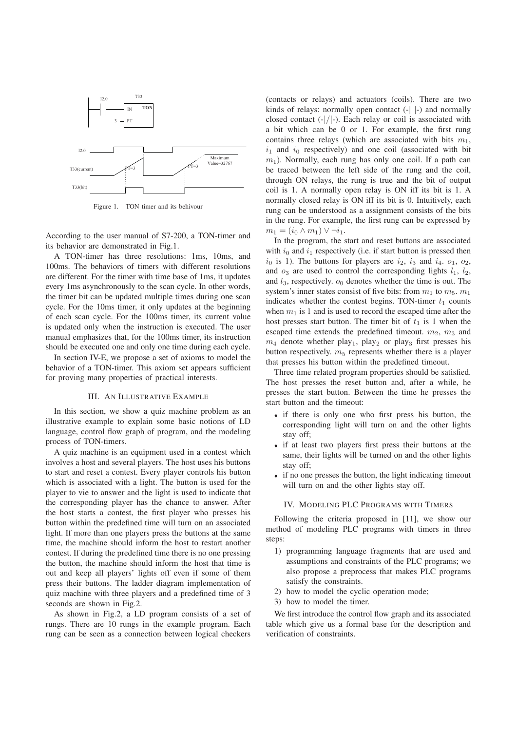Figure 1. TON timer and its behivour

According to the user manual of S7-200, a TON-timer and its behavior are demonstrated in Fig.1.

A TON-timer has three resolutions: 1ms, 10ms, and 100ms. The behaviors of timers with different resolutions are different. For the timer with time base of 1ms, it updates every 1ms asynchronously to the scan cycle. In other words, the timer bit can be updated multiple times during one scan cycle. For the 10ms timer, it only updates at the beginning of each scan cycle. For the 100ms timer, its current value is updated only when the instruction is executed. The user manual emphasizes that, for the 100ms timer, its instruction should be executed one and only one time during each cycle.

In section IV-E, we propose a set of axioms to model the behavior of a TON-timer. This axiom set appears sufficient for proving many properties of practical interests.

## III. An Illustrative Example

In this section, we show a quiz machine problem as an illustrative example to explain some basic notions of LD language, control flow graph of program, and the modeling process of TON-timers.

A quiz machine is an equipment used in a contest which involves a host and several players. The host uses his buttons to start and reset a contest. Every player controls his button which is associated with a light. The button is used for the player to vie to answer and the light is used to indicate that the corresponding player has the chance to answer. After the host starts a contest, the first player who presses his button within the predefined time will turn on an associated light. If more than one players press the buttons at the same time, the machine should inform the host to restart another contest. If during the predefined time there is no one pressing the button, the machine should inform the host that time is out and keep all players' lights off even if some of them press their buttons. The ladder diagram implementation of quiz machine with three players and a predefined time of 3 seconds are shown in Fig.2.

As shown in Fig.2, a LD program consists of a set of rungs. There are 10 rungs in the example program. Each rung can be seen as a connection between logical checkers (contacts or relays) and actuators (coils). There are two kinds of relays: normally open contact (-| |-) and normally closed contact (-|/|-). Each relay or coil is associated with a bit which can be 0 or 1. For example, the first rung contains three relays (which are associated with bits $m_1$, $i_1$ and $i_0$ respectively) and one coil (associated with bit $m_1$). Normally, each rung has only one coil. If a path can be traced between the left side of the rung and the coil, through ON relays, the rung is true and the bit of output coil is 1. A normally open relay is ON iff its bit is 1. A normally closed relay is ON iff its bit is 0. Intuitively, each rung can be understood as a assignment consists of the bits in the rung. For example, the first rung can be expressed by $m_1 = (i_0 \wedge m_1) \vee \neg i_1$.

In the program, the start and reset buttons are associated with $i_0$ and $i_1$ respectively (i.e. if start button is pressed then $i_0$ is 1). The buttons for players are $i_2$, $i_3$ and $i_4$. $o_1$, $o_2$, and $o_3$ are used to control the corresponding lights $l_1$, $l_2$, and $l_3$, respectively. $o_0$ denotes whether the time is out. The system's inner states consist of five bits: from $m_1$ to $m_5$. $m_1$ indicates whether the contest begins. TON-timer $t_1$ counts when $m_1$ is 1 and is used to record the escaped time after the host presses start button. The timer bit of $t_1$ is 1 when the escaped time extends the predefined timeout. $m_2$, $m_3$ and $m_4$ denote whether play$_1$, play$_2$ or play$_3$ first presses his button respectively. $m_5$ represents whether there is a player that presses his button within the predefined timeout.

Three time related program properties should be satisfied. The host presses the reset button and, after a while, he presses the start button. Between the time he presses the start button and the timeout:

- if there is only one who first press his button, the corresponding light will turn on and the other lights stay off;
- if at least two players first press their buttons at the same, their lights will be turned on and the other lights stay off;
- if no one presses the button, the light indicating timeout will turn on and the other lights stay off.

## IV. Modeling PLC Programs with Timers

Following the criteria proposed in [11], we show our method of modeling PLC programs with timers in three steps:

1) programming language fragments that are used and assumptions and constraints of the PLC programs; we also propose a preprocess that makes PLC programs satisfy the constraints.
2) how to model the cyclic operation mode;
3) how to model the timer.

We first introduce the control flow graph and its associated table which give us a formal base for the description and verification of constraints.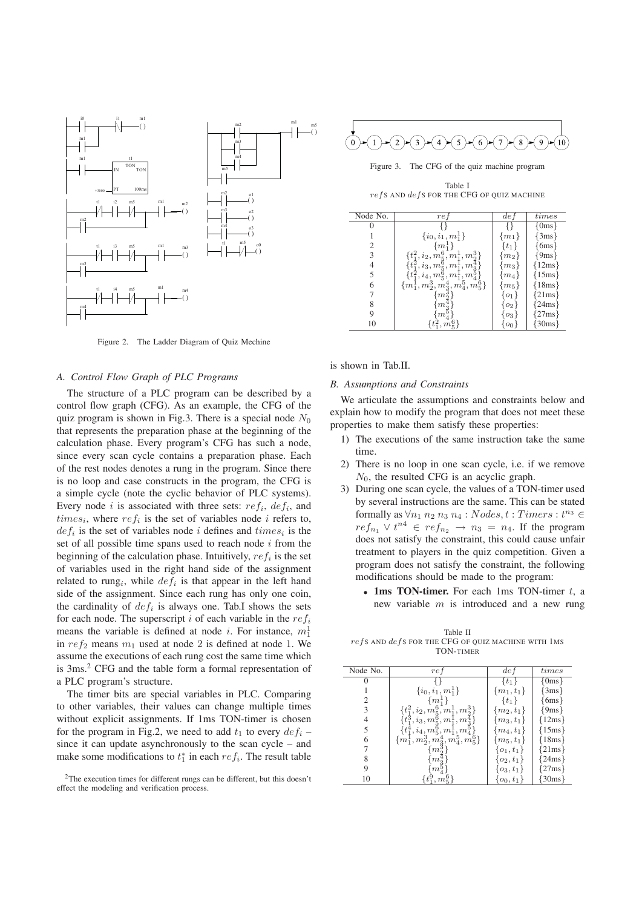Figure 2. The Ladder Diagram of Quiz Mechine

Figure 3. The CFG of the quiz machine program

Table I
$refs$ AND $defs$ FOR THE CFG OF QUIZ MACHINE

| Node No. | $ref$ | $def$ | $times$ |
|---|---|---|---|
| 0 | $\{\}$ | $\{\}$ | {0ms} |
| 1 | $\{i_0, i_1, m_1^1\}$ | $\{m_1\}$ | {3ms} |
| 2 | $\{m_1^1\}$ | $\{t_1\}$ | {6ms} |
| 3 | $\{t_1^2, i_2, m_5^6, m_1^1, m_2^3\}$ | $\{m_2\}$ | {9ms} |
| 4 | $\{t_1^2, i_3, m_5^6, m_1^1, m_3^4\}$ | $\{m_3\}$ | {12ms} |
| 5 | $\{t_1^2, i_4, m_5^6, m_1^1, m_4^5\}$ | $\{m_4\}$ | {15ms} |
| 6 | $\{m_1^1, m_2^3, m_3^4, m_4^5, m_5^6\}$ | $\{m_5\}$ | {18ms} |
| 7 | $\{m_2^3\}$ | $\{o_1\}$ | {21ms} |
| 8 | $\{m_3^4\}$ | $\{o_2\}$ | {24ms} |
| 9 | $\{m_4^5\}$ | $\{o_3\}$ | {27ms} |
| 10 | $\{t_1^2, m_5^6\}$ | $\{o_0\}$ | {30ms} |

### A. Control Flow Graph of PLC Programs

The structure of a PLC program can be described by a control flow graph (CFG). As an example, the CFG of the quiz program is shown in Fig.3. There is a special node $N_0$ that represents the preparation phase at the beginning of the calculation phase. Every program's CFG has such a node, since every scan cycle contains a preparation phase. Each of the rest nodes denotes a rung in the program. Since there is no loop and case constructs in the program, the CFG is a simple cycle (note the cyclic behavior of PLC systems). Every node $i$ is associated with three sets: $ref_i$, $def_i$, and $times_i$, where $ref_i$ is the set of variables node $i$ refers to, $def_i$ is the set of variables node $i$ defines and $times_i$ is the set of all possible time spans used to reach node $i$ from the beginning of the calculation phase. Intuitively, $ref_i$ is the set of variables used in the right hand side of the assignment related to rung$_i$, while $def_i$ is that appear in the left hand side of the assignment. Since each rung has only one coin, the cardinality of $def_i$ is always one. Tab.I shows the sets for each node. The superscript $i$ of each variable in the $ref_i$ means the variable is defined at node $i$. For instance, $m_1^1$ in $ref_2$ means $m_1$ used at node 2 is defined at node 1. We assume the executions of each rung cost the same time which is 3ms.[2] CFG and the table form a formal representation of a PLC program's structure.

The timer bits are special variables in PLC. Comparing to other variables, their values can change multiple times without explicit assignments. If 1ms TON-timer is chosen for the program in Fig.2, we need to add $t_1$ to every $def_i$ – since it can update asynchronously to the scan cycle – and make some modifications to $t_1^*$ in each $ref_i$. The result table is shown in Tab.II.

[2]The execution times for different rungs can be different, but this doesn't effect the modeling and verification process.

### B. Assumptions and Constraints

We articulate the assumptions and constraints below and explain how to modify the program that does not meet these properties to make them satisfy these properties:

1) The executions of the same instruction take the same time.
2) There is no loop in one scan cycle, i.e. if we remove $N_0$, the resulted CFG is an acyclic graph.
3) During one scan cycle, the values of a TON-timer used by several instructions are the same. This can be stated formally as $\forall n_1\ n_2\ n_3\ n_4 : Nodes, t : Timers : t^{n_3} \in ref_{n_1} \vee t^{n4} \in ref_{n_2} \rightarrow n_3 = n_4$. If the program does not satisfy the constraint, this could cause unfair treatment to players in the quiz competition. Given a program does not satisfy the constraint, the following modifications should be made to the program:
   - **1ms TON-timer.** For each 1ms TON-timer $t$, a new variable $m$ is introduced and a new rung

Table II
$refs$ AND $defs$ FOR THE CFG OF QUIZ MACHINE WITH 1MS TON-TIMER

| Node No. | $ref$ | $def$ | $times$ |
|---|---|---|---|
| 0 | $\{\}$ | $\{t_1\}$ | {0ms} |
| 1 | $\{i_0, i_1, m_1^1\}$ | $\{m_1, t_1\}$ | {3ms} |
| 2 | $\{m_1^1\}$ | $\{t_1\}$ | {6ms} |
| 3 | $\{t_1^2, i_2, m_5^6, m_1^1, m_2^3\}$ | $\{m_2, t_1\}$ | {9ms} |
| 4 | $\{t_1^3, i_3, m_5^6, m_1^1, m_3^4\}$ | $\{m_3, t_1\}$ | {12ms} |
| 5 | $\{t_1^4, i_4, m_5^6, m_1^1, m_4^5\}$ | $\{m_4, t_1\}$ | {15ms} |
| 6 | $\{m_1^1, m_2^3, m_3^4, m_4^5, m_5^6\}$ | $\{m_5, t_1\}$ | {18ms} |
| 7 | $\{m_2^3\}$ | $\{o_1, t_1\}$ | {21ms} |
| 8 | $\{m_3^4\}$ | $\{o_2, t_1\}$ | {24ms} |
| 9 | $\{m_4^5\}$ | $\{o_3, t_1\}$ | {27ms} |
| 10 | $\{t_1^9, m_5^6\}$ | $\{o_0, t_1\}$ | {30ms} |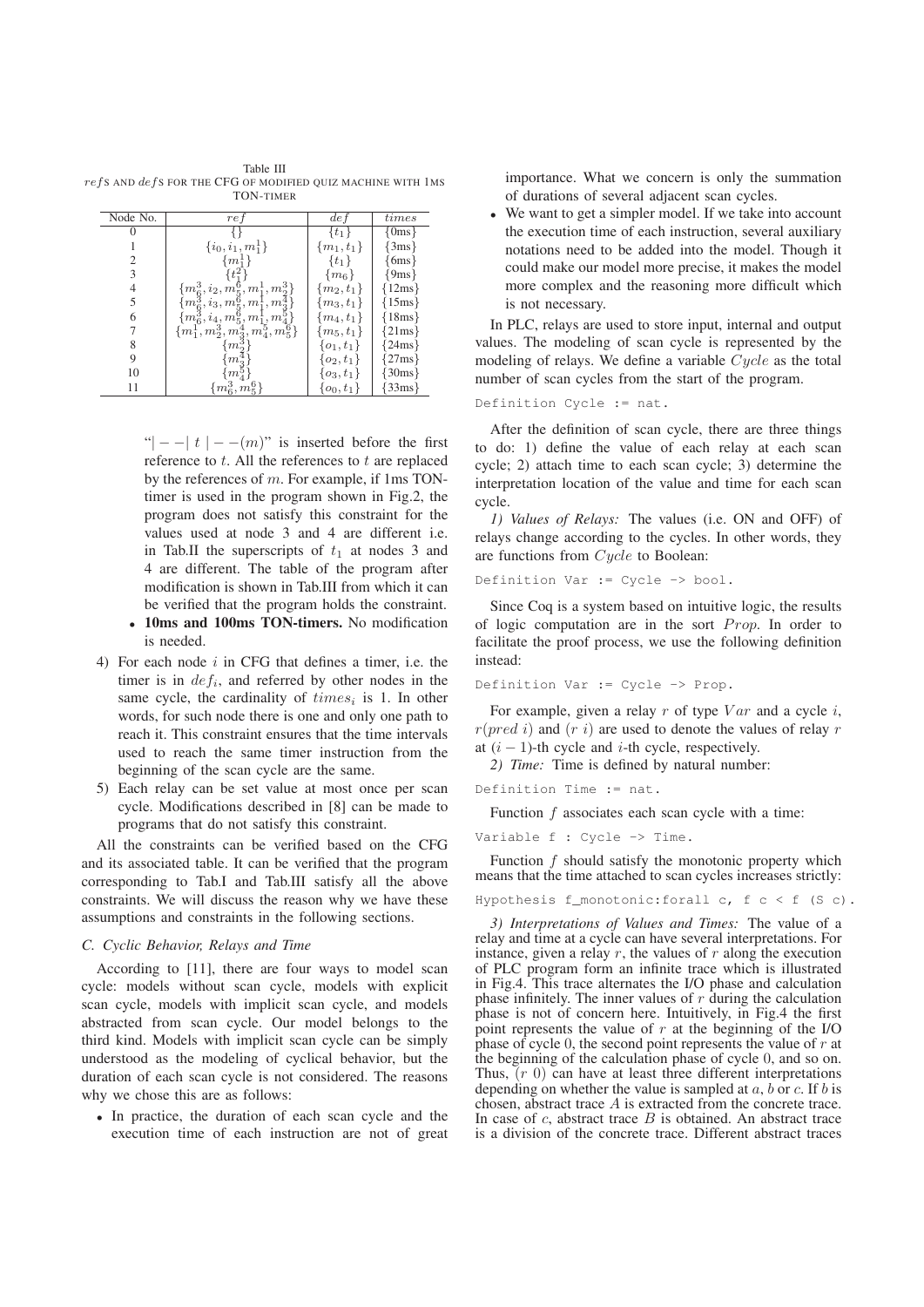Table III
$refs$ AND $defs$ FOR THE CFG OF MODIFIED QUIZ MACHINE WITH 1MS TON-TIMER

| Node No. | $ref$ | $def$ | $times$ |
|---|---|---|---|
| 0 | $\{\}$ | $\{t_1\}$ | {0ms} |
| 1 | $\{i_0, i_1, m_1^1\}$ | $\{m_1, t_1\}$ | {3ms} |
| 2 | $\{m_1^1\}$ | $\{t_1\}$ | {6ms} |
| 3 | $\{t_1^2\}$ | $\{m_6\}$ | {9ms} |
| 4 | $\{m_6^3, i_2, m_5^6, m_1^1, m_2^3\}$ | $\{m_2, t_1\}$ | {12ms} |
| 5 | $\{m_6^3, i_3, m_5^6, m_1^1, m_3^4\}$ | $\{m_3, t_1\}$ | {15ms} |
| 6 | $\{m_6^3, i_4, m_5^6, m_1^1, m_4^5\}$ | $\{m_4, t_1\}$ | {18ms} |
| 7 | $\{m_1^1, m_2^3, m_3^4, m_4^5, m_5^6\}$ | $\{m_5, t_1\}$ | {21ms} |
| 8 | $\{m_2^3\}$ | $\{o_1, t_1\}$ | {24ms} |
| 9 | $\{m_3^4\}$ | $\{o_2, t_1\}$ | {27ms} |
| 10 | $\{m_4^5\}$ | $\{o_3, t_1\}$ | {30ms} |
| 11 | $\{m_6^3, m_5^6\}$ | $\{o_0, t_1\}$ | {33ms} |

"$|--|\ t\ |--(m)$" is inserted before the first reference to $t$. All the references to $t$ are replaced by the references of $m$. For example, if 1ms TON-timer is used in the program shown in Fig.2, the program does not satisfy this constraint for the values used at node 3 and 4 are different i.e. in Tab.II the superscripts of $t_1$ at nodes 3 and 4 are different. The table of the program after modification is shown in Tab.III from which it can be verified that the program holds the constraint.

- **10ms and 100ms TON-timers.** No modification is needed.

4) For each node $i$ in CFG that defines a timer, i.e. the timer is in $def_i$, and referred by other nodes in the same cycle, the cardinality of $times_i$ is 1. In other words, for such node there is one and only one path to reach it. This constraint ensures that the time intervals used to reach the same timer instruction from the beginning of the scan cycle are the same.

5) Each relay can be set value at most once per scan cycle. Modifications described in [8] can be made to programs that do not satisfy this constraint.

All the constraints can be verified based on the CFG and its associated table. It can be verified that the program corresponding to Tab.I and Tab.III satisfy all the above constraints. We will discuss the reason why we have these assumptions and constraints in the following sections.

### C. Cyclic Behavior, Relays and Time

According to [11], there are four ways to model scan cycle: models without scan cycle, models with explicit scan cycle, models with implicit scan cycle, and models abstracted from scan cycle. Our model belongs to the third kind. Models with implicit scan cycle can be simply understood as the modeling of cyclical behavior, but the duration of each scan cycle is not considered. The reasons why we chose this are as follows:

- In practice, the duration of each scan cycle and the execution time of each instruction are not of great importance. What we concern is only the summation of durations of several adjacent scan cycles.
- We want to get a simpler model. If we take into account the execution time of each instruction, several auxiliary notations need to be added into the model. Though it could make our model more precise, it makes the model more complex and the reasoning more difficult which is not necessary.

In PLC, relays are used to store input, internal and output values. The modeling of scan cycle is represented by the modeling of relays. We define a variable $Cycle$ as the total number of scan cycles from the start of the program.

```
Definition Cycle := nat.
```

After the definition of scan cycle, there are three things to do: 1) define the value of each relay at each scan cycle; 2) attach time to each scan cycle; 3) determine the interpretation location of the value and time for each scan cycle.

*1) Values of Relays:* The values (i.e. ON and OFF) of relays change according to the cycles. In other words, they are functions from $Cycle$ to Boolean:

```
Definition Var := Cycle -> bool.
```

Since Coq is a system based on intuitive logic, the results of logic computation are in the sort $Prop$. In order to facilitate the proof process, we use the following definition instead:

```
Definition Var := Cycle -> Prop.
```

For example, given a relay $r$ of type $Var$ and a cycle $i$, $r(pred\ i)$ and $(r\ i)$ are used to denote the values of relay $r$ at $(i-1)$-th cycle and $i$-th cycle, respectively.

*2) Time:* Time is defined by natural number:

```
Definition Time := nat.
```

Function $f$ associates each scan cycle with a time:

```
Variable f : Cycle -> Time.
```

Function $f$ should satisfy the monotonic property which means that the time attached to scan cycles increases strictly:

```
Hypothesis f_monotonic:forall c, f c < f (S c).
```

*3) Interpretations of Values and Times:* The value of a relay and time at a cycle can have several interpretations. For instance, given a relay $r$, the values of $r$ along the execution of PLC program form an infinite trace which is illustrated in Fig.4. This trace alternates the I/O phase and calculation phase infinitely. The inner values of $r$ during the calculation phase is not of concern here. Intuitively, in Fig.4 the first point represents the value of $r$ at the beginning of the I/O phase of cycle 0, the second point represents the value of $r$ at the beginning of the calculation phase of cycle 0, and so on. Thus, $(r\ 0)$ can have at least three different interpretations depending on whether the value is sampled at $a$, $b$ or $c$. If $b$ is chosen, abstract trace $A$ is extracted from the concrete trace. In case of $c$, abstract trace $B$ is obtained. An abstract trace is a division of the concrete trace. Different abstract traces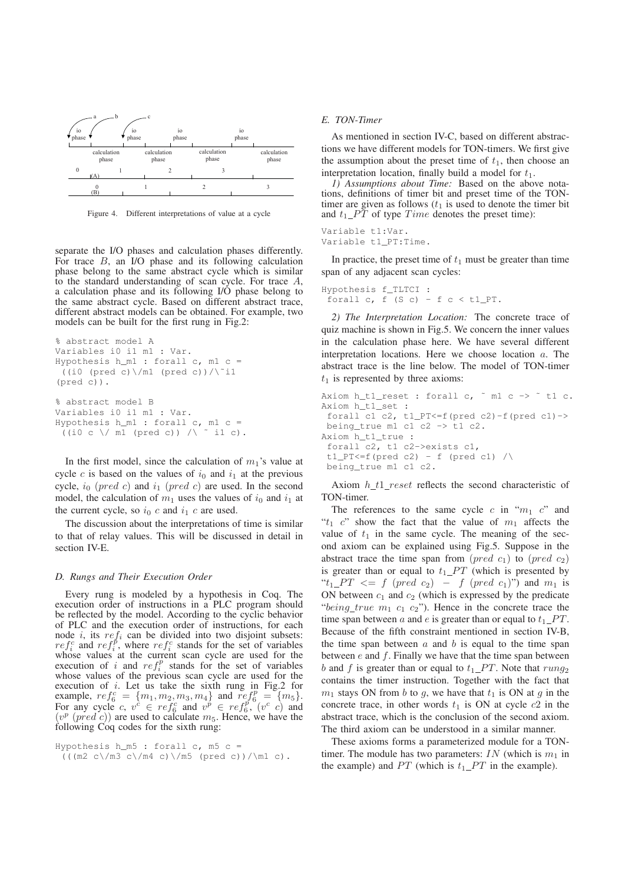Figure 4. Different interpretations of value at a cycle

separate the I/O phases and calculation phases differently. For trace $B$, an I/O phase and its following calculation phase belong to the same abstract cycle which is similar to the standard understanding of scan cycle. For trace $A$, a calculation phase and its following I/O phase belong to the same abstract cycle. Based on different abstract trace, different abstract models can be obtained. For example, two models can be built for the first rung in Fig.2:

```
% abstract model A
Variables i0 i1 m1 : Var.
Hypothesis h_m1 : forall c, m1 c =
 ((i0 (pred c)\/m1 (pred c))/\~i1
(pred c)).

% abstract model B
Variables i0 i1 m1 : Var.
Hypothesis h_m1 : forall c, m1 c =
 ((i0 c \/ m1 (pred c)) /\ ~ i1 c).
```

In the first model, since the calculation of $m_1$'s value at cycle $c$ is based on the values of $i_0$ and $i_1$ at the previous cycle, $i_0$ $(pred\ c)$ and $i_1$ $(pred\ c)$ are used. In the second model, the calculation of $m_1$ uses the values of $i_0$ and $i_1$ at the current cycle, so $i_0$ $c$ and $i_1$ $c$ are used.

The discussion about the interpretations of time is similar to that of relay values. This will be discussed in detail in section IV-E.

### D. Rungs and Their Execution Order

Every rung is modeled by a hypothesis in Coq. The execution order of instructions in a PLC program should be reflected by the model. According to the cyclic behavior of PLC and the execution order of instructions, for each node $i$, its $ref_i$ can be divided into two disjoint subsets: $ref_i^c$ and $ref_i^p$, where $ref_i^c$ stands for the set of variables whose values at the current scan cycle are used for the execution of $i$ and $ref_i^p$ stands for the set of variables whose values of the previous scan cycle are used for the execution of $i$. Let us take the sixth rung in Fig.2 for example, $ref_6^c = \{m_1, m_2, m_3, m_4\}$ and $ref_6^p = \{m_5\}$. For any cycle $c$, $v^c \in ref_6^c$ and $v^p \in ref_6^p$, $(v^c\ c)$ and $(v^p\ (pred\ c))$ are used to calculate $m_5$. Hence, we have the following Coq codes for the sixth rung:

```
Hypothesis h_m5 : forall c, m5 c =
 (((m2 c\/m3 c\/m4 c)\/m5 (pred c))/\m1 c).
```

### E. TON-Timer

As mentioned in section IV-C, based on different abstractions we have different models for TON-timers. We first give the assumption about the preset time of $t_1$, then choose an interpretation location, finally build a model for $t_1$.

*1) Assumptions about Time:* Based on the above notations, definitions of timer bit and preset time of the TON-timer are given as follows ($t_1$ is used to denote the timer bit and $t_1\_PT$ of type $Time$ denotes the preset time):

```
Variable t1:Var.
Variable t1_PT:Time.
```

In practice, the preset time of $t_1$ must be greater than time span of any adjacent scan cycles:

```
Hypothesis f_TLTCI :
 forall c, f (S c) - f c < t1_PT.
```

*2) The Interpretation Location:* The concrete trace of quiz machine is shown in Fig.5. We concern the inner values in the calculation phase here. We have several different interpretation locations. Here we choose location $a$. The abstract trace is the line below. The model of TON-timer $t_1$ is represented by three axioms:

```
Axiom h_t1_reset : forall c, ~ m1 c -> ~ t1 c.
Axiom h_t1_set :
 forall c1 c2, t1_PT<=f(pred c2)-f(pred c1)->
 being_true m1 c1 c2 -> t1 c2.
Axiom h_t1_true :
 forall c2, t1 c2->exists c1,
 t1_PT<=f(pred c2) - f (pred c1) /\
 being_true m1 c1 c2.
```

Axiom $h\_t1\_reset$ reflects the second characteristic of TON-timer.

The references to the same cycle $c$ in "$m_1$ $c$" and "$t_1$ $c$" show the fact that the value of $m_1$ affects the value of $t_1$ in the same cycle. The meaning of the second axiom can be explained using Fig.5. Suppose in the abstract trace the time span from $(pred\ c_1)$ to $(pred\ c_2)$ is greater than or equal to $t_1\_PT$ (which is presented by "$t_1\_PT$ $<=$ $f$ $(pred\ c_2)$ $-$ $f$ $(pred\ c_1)$") and $m_1$ is ON between $c_1$ and $c_2$ (which is expressed by the predicate "$being\_true$ $m_1$ $c_1$ $c_2$"). Hence in the concrete trace the time span between $a$ and $e$ is greater than or equal to $t_1\_PT$. Because of the fifth constraint mentioned in section IV-B, the time span between $a$ and $b$ is equal to the time span between $e$ and $f$. Finally we have that the time span between $b$ and $f$ is greater than or equal to $t_1\_PT$. Note that $rung_2$ contains the timer instruction. Together with the fact that $m_1$ stays ON from $b$ to $g$, we have that $t_1$ is ON at $g$ in the concrete trace, in other words $t_1$ is ON at cycle $c2$ in the abstract trace, which is the conclusion of the second axiom. The third axiom can be understood in a similar manner.

These axioms forms a parameterized module for a TON-timer. The module has two parameters: $IN$ (which is $m_1$ in the example) and $PT$ (which is $t_1\_PT$ in the example).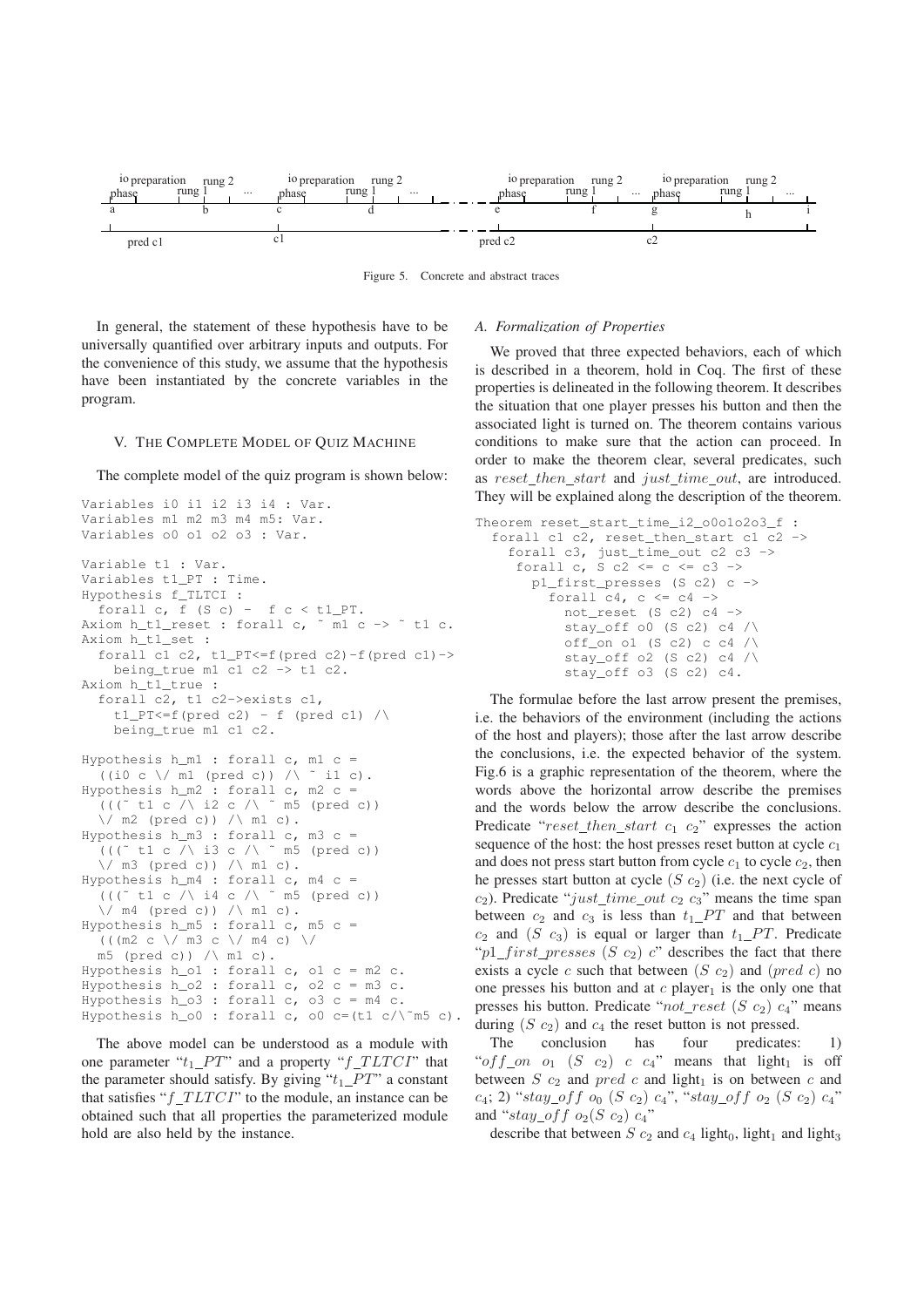| io preparation phase | rung 1 | rung 2 | ... | io preparation phase | rung 1 | rung 2 | ... | | io preparation phase | rung 1 | rung 2 | ... | io preparation phase | rung 1 | rung 2 | ... |
|---|---|---|---|---|---|---|---|---|---|---|---|---|---|---|---|---|
| a | | b | | c | d | | | | e | | f | | g | | h | i |
| pred c1 | | | | c1 | | | | | pred c2 | | | | c2 | | | |

Figure 5. Concrete and abstract traces

In general, the statement of these hypothesis have to be universally quantified over arbitrary inputs and outputs. For the convenience of this study, we assume that the hypothesis have been instantiated by the concrete variables in the program.

## V. The Complete Model of Quiz Machine

The complete model of the quiz program is shown below:

```
Variables i0 i1 i2 i3 i4 : Var.
Variables m1 m2 m3 m4 m5: Var.
Variables o0 o1 o2 o3 : Var.

Variable t1 : Var.
Variables t1_PT : Time.
Hypothesis f_TLTCI :
  forall c, f (S c) -  f c < t1_PT.
Axiom h_t1_reset : forall c, ~ m1 c -> ~ t1 c.
Axiom h_t1_set :
  forall c1 c2, t1_PT<=f(pred c2)-f(pred c1)->
    being_true m1 c1 c2 -> t1 c2.
Axiom h_t1_true :
  forall c2, t1 c2->exists c1,
    t1_PT<=f(pred c2) - f (pred c1) /\
    being_true m1 c1 c2.

Hypothesis h_m1 : forall c, m1 c =
  ((i0 c \/ m1 (pred c)) /\ ~ i1 c).
Hypothesis h_m2 : forall c, m2 c =
  (((~ t1 c /\ i2 c /\ ~ m5 (pred c))
  \/ m2 (pred c)) /\ m1 c).
Hypothesis h_m3 : forall c, m3 c =
  (((~ t1 c /\ i3 c /\ ~ m5 (pred c))
  \/ m3 (pred c)) /\ m1 c).
Hypothesis h_m4 : forall c, m4 c =
  (((~ t1 c /\ i4 c /\ ~ m5 (pred c))
  \/ m4 (pred c)) /\ m1 c).
Hypothesis h_m5 : forall c, m5 c =
  (((m2 c \/ m3 c \/ m4 c) \/
  m5 (pred c)) /\ m1 c).
Hypothesis h_o1 : forall c, o1 c = m2 c.
Hypothesis h_o2 : forall c, o2 c = m3 c.
Hypothesis h_o3 : forall c, o3 c = m4 c.
Hypothesis h_o0 : forall c, o0 c=(t1 c/\~m5 c).
```

The above model can be understood as a module with one parameter "$t_1\_PT$" and a property "$f\_TLTCI$" that the parameter should satisfy. By giving "$t_1\_PT$" a constant that satisfies "$f\_TLTCI$" to the module, an instance can be obtained such that all properties the parameterized module hold are also held by the instance.

### A. Formalization of Properties

We proved that three expected behaviors, each of which is described in a theorem, hold in Coq. The first of these properties is delineated in the following theorem. It describes the situation that one player presses his button and then the associated light is turned on. The theorem contains various conditions to make sure that the action can proceed. In order to make the theorem clear, several predicates, such as $reset\_then\_start$ and $just\_time\_out$, are introduced. They will be explained along the description of the theorem.

```
Theorem reset_start_time_i2_o0o1o2o3_f :
  forall c1 c2, reset_then_start c1 c2 ->
    forall c3, just_time_out c2 c3 ->
     forall c, S c2 <= c <= c3 ->
       p1_first_presses (S c2) c ->
         forall c4, c <= c4 ->
           not_reset (S c2) c4 ->
           stay_off o0 (S c2) c4 /\
           off_on o1 (S c2) c c4 /\
           stay_off o2 (S c2) c4 /\
           stay_off o3 (S c2) c4.
```

The formulae before the last arrow present the premises, i.e. the behaviors of the environment (including the actions of the host and players); those after the last arrow describe the conclusions, i.e. the expected behavior of the system. Fig.6 is a graphic representation of the theorem, where the words above the horizontal arrow describe the premises and the words below the arrow describe the conclusions. Predicate "$reset\_then\_start\ c_1\ c_2$" expresses the action sequence of the host: the host presses reset button at cycle $c_1$ and does not press start button from cycle $c_1$ to cycle $c_2$, then he presses start button at cycle $(S\ c_2)$ (i.e. the next cycle of $c_2$). Predicate "$just\_time\_out\ c_2\ c_3$" means the time span between $c_2$ and $c_3$ is less than $t_1\_PT$ and that between $c_2$ and $(S\ c_3)$ is equal or larger than $t_1\_PT$. Predicate "$p1\_first\_presses\ (S\ c_2)\ c$" describes the fact that there exists a cycle $c$ such that between $(S\ c_2)$ and $(pred\ c)$ no one presses his button and at $c$ player$_1$ is the only one that presses his button. Predicate "$not\_reset\ (S\ c_2)\ c_4$" means during $(S\ c_2)$ and $c_4$ the reset button is not pressed.

The conclusion has four predicates: 1) "$off\_on\ o_1\ (S\ c_2)\ c\ c_4$" means that light$_1$ is off between $S\ c_2$ and $pred\ c$ and light$_1$ is on between $c$ and $c_4$; 2) "$stay\_off\ o_0\ (S\ c_2)\ c_4$", "$stay\_off\ o_2\ (S\ c_2)\ c_4$" and "$stay\_off\ o_2 (S\ c_2)\ c_4$"

describe that between $S\ c_2$ and $c_4$ light$_0$, light$_1$ and light$_3$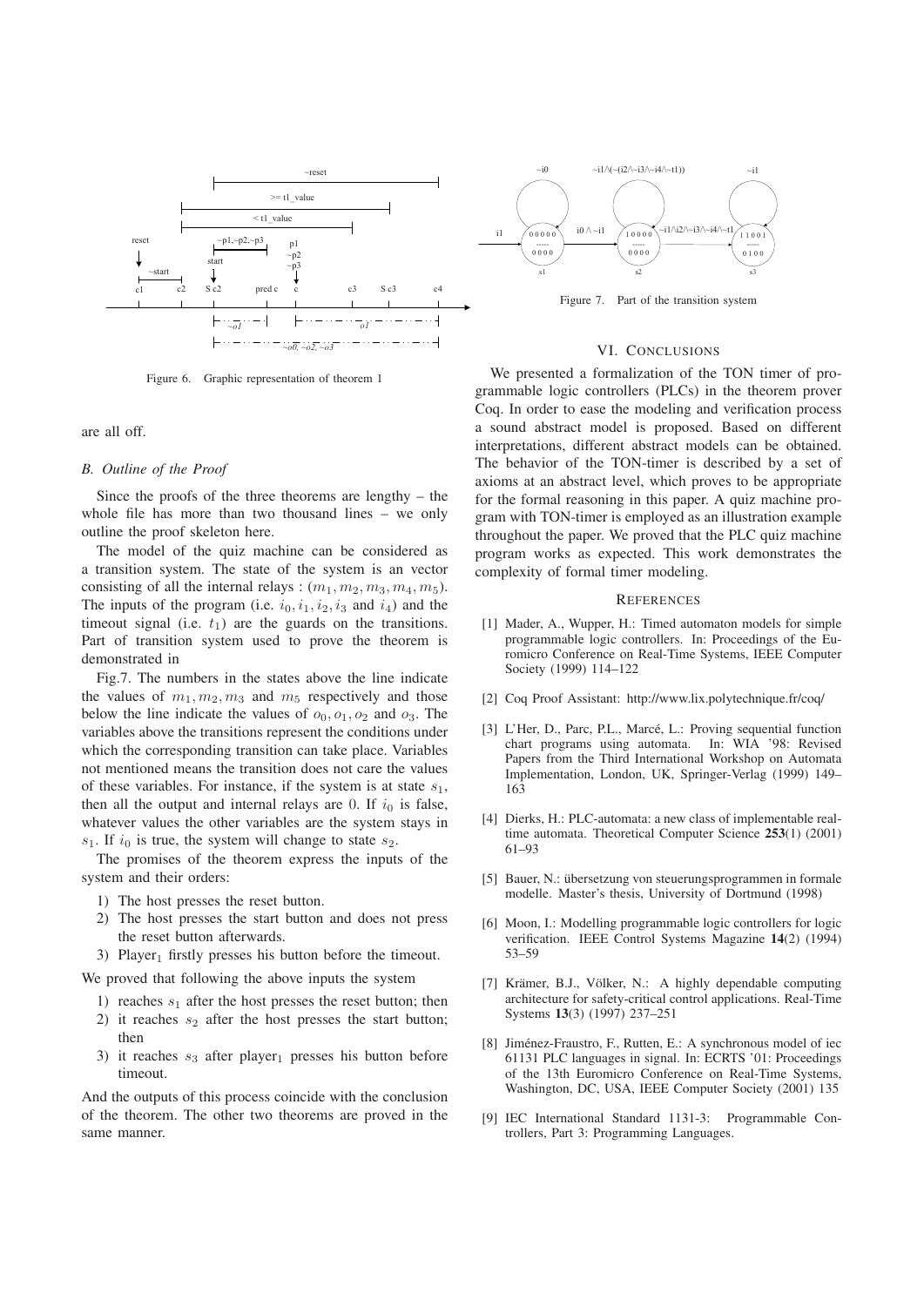Figure 6. Graphic representation of theorem 1

are all off.

### B. Outline of the Proof

Since the proofs of the three theorems are lengthy – the whole file has more than two thousand lines – we only outline the proof skeleton here.

The model of the quiz machine can be considered as a transition system. The state of the system is an vector consisting of all the internal relays : $(m_1, m_2, m_3, m_4, m_5)$. The inputs of the program (i.e. $i_0, i_1, i_2, i_3$ and $i_4$) and the timeout signal (i.e. $t_1$) are the guards on the transitions. Part of transition system used to prove the theorem is demonstrated in

Fig.7. The numbers in the states above the line indicate the values of $m_1, m_2, m_3$ and $m_5$ respectively and those below the line indicate the values of $o_0, o_1, o_2$ and $o_3$. The variables above the transitions represent the conditions under which the corresponding transition can take place. Variables not mentioned means the transition does not care the values of these variables. For instance, if the system is at state $s_1$, then all the output and internal relays are 0. If $i_0$ is false, whatever values the other variables are the system stays in $s_1$. If $i_0$ is true, the system will change to state $s_2$.

The promises of the theorem express the inputs of the system and their orders:

1) The host presses the reset button.
2) The host presses the start button and does not press the reset button afterwards.
3) Player$_1$ firstly presses his button before the timeout.

We proved that following the above inputs the system

1) reaches $s_1$ after the host presses the reset button; then
2) it reaches $s_2$ after the host presses the start button; then
3) it reaches $s_3$ after player$_1$ presses his button before timeout.

And the outputs of this process coincide with the conclusion of the theorem. The other two theorems are proved in the same manner.

Figure 7. Part of the transition system

## VI. Conclusions

We presented a formalization of the TON timer of programmable logic controllers (PLCs) in the theorem prover Coq. In order to ease the modeling and verification process a sound abstract model is proposed. Based on different interpretations, different abstract models can be obtained. The behavior of the TON-timer is described by a set of axioms at an abstract level, which proves to be appropriate for the formal reasoning in this paper. A quiz machine program with TON-timer is employed as an illustration example throughout the paper. We proved that the PLC quiz machine program works as expected. This work demonstrates the complexity of formal timer modeling.

## References

[1] Mader, A., Wupper, H.: Timed automaton models for simple programmable logic controllers. In: Proceedings of the Euromicro Conference on Real-Time Systems, IEEE Computer Society (1999) 114–122

[2] Coq Proof Assistant: http://www.lix.polytechnique.fr/coq/

[3] L'Her, D., Parc, P.L., Marcé, L.: Proving sequential function chart programs using automata. In: WIA '98: Revised Papers from the Third International Workshop on Automata Implementation, London, UK, Springer-Verlag (1999) 149–163

[4] Dierks, H.: PLC-automata: a new class of implementable real-time automata. Theoretical Computer Science **253**(1) (2001) 61–93

[5] Bauer, N.: übersetzung von steuerungsprogrammen in formale modelle. Master's thesis, University of Dortmund (1998)

[6] Moon, I.: Modelling programmable logic controllers for logic verification. IEEE Control Systems Magazine **14**(2) (1994) 53–59

[7] Krämer, B.J., Völker, N.: A highly dependable computing architecture for safety-critical control applications. Real-Time Systems **13**(3) (1997) 237–251

[8] Jiménez-Fraustro, F., Rutten, E.: A synchronous model of iec 61131 PLC languages in signal. In: ECRTS '01: Proceedings of the 13th Euromicro Conference on Real-Time Systems, Washington, DC, USA, IEEE Computer Society (2001) 135

[9] IEC International Standard 1131-3: Programmable Controllers, Part 3: Programming Languages.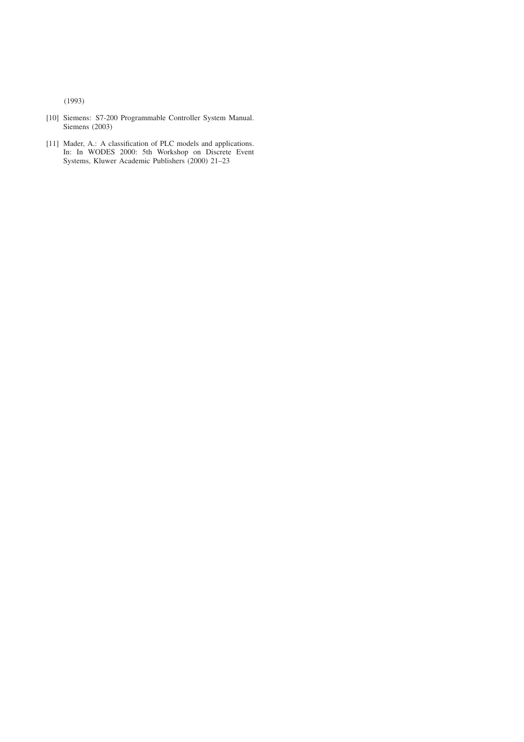(1993)

[10] Siemens: S7-200 Programmable Controller System Manual. Siemens (2003)

[11] Mader, A.: A classification of PLC models and applications. In: In WODES 2000: 5th Workshop on Discrete Event Systems, Kluwer Academic Publishers (2000) 21–23